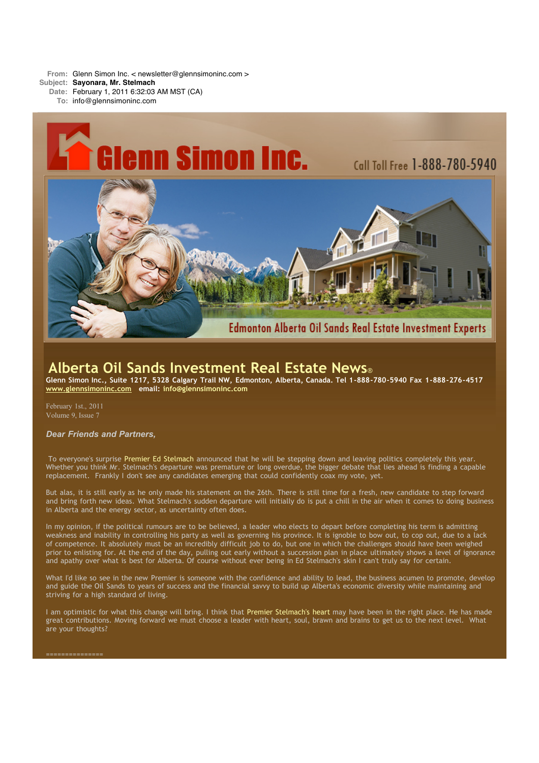**From:** Glenn Simon Inc. < newsletter@glennsimoninc.com >
**Subject:** **Sayonara, Mr. Stelmach**
**Date:** February 1, 2011 6:32:03 AM MST (CA)
**To:** info@glennsimoninc.com

# Glenn Simon Inc.

Call Toll Free 1-888-780-5940

Edmonton Alberta Oil Sands Real Estate Investment Experts

## Alberta Oil Sands Investment Real Estate News®

**Glenn Simon Inc., Suite 1217, 5328 Calgary Trail NW, Edmonton, Alberta, Canada. Tel 1-888-780-5940 Fax 1-888-276-4517**
**www.glennsimoninc.com email: info@glennsimoninc.com**

February 1st., 2011
Volume 9, Issue 7

***Dear Friends and Partners,***

To everyone's surprise Premier Ed Stelmach announced that he will be stepping down and leaving politics completely this year. Whether you think Mr. Stelmach's departure was premature or long overdue, the bigger debate that lies ahead is finding a capable replacement. Frankly I don't see any candidates emerging that could confidently coax my vote, yet.

But alas, it is still early as he only made his statement on the 26th. There is still time for a fresh, new candidate to step forward and bring forth new ideas. What Stelmach's sudden departure will initially do is put a chill in the air when it comes to doing business in Alberta and the energy sector, as uncertainty often does.

In my opinion, if the political rumours are to be believed, a leader who elects to depart before completing his term is admitting weakness and inability in controlling his party as well as governing his province. It is ignoble to bow out, to cop out, due to a lack of competence. It absolutely must be an incredibly difficult job to do, but one in which the challenges should have been weighed prior to enlisting for. At the end of the day, pulling out early without a succession plan in place ultimately shows a level of ignorance and apathy over what is best for Alberta. Of course without ever being in Ed Stelmach's skin I can't truly say for certain.

What I'd like so see in the new Premier is someone with the confidence and ability to lead, the business acumen to promote, develop and guide the Oil Sands to years of success and the financial savvy to build up Alberta's economic diversity while maintaining and striving for a high standard of living.

I am optimistic for what this change will bring. I think that Premier Stelmach's heart may have been in the right place. He has made great contributions. Moving forward we must choose a leader with heart, soul, brawn and brains to get us to the next level. What are your thoughts?

===============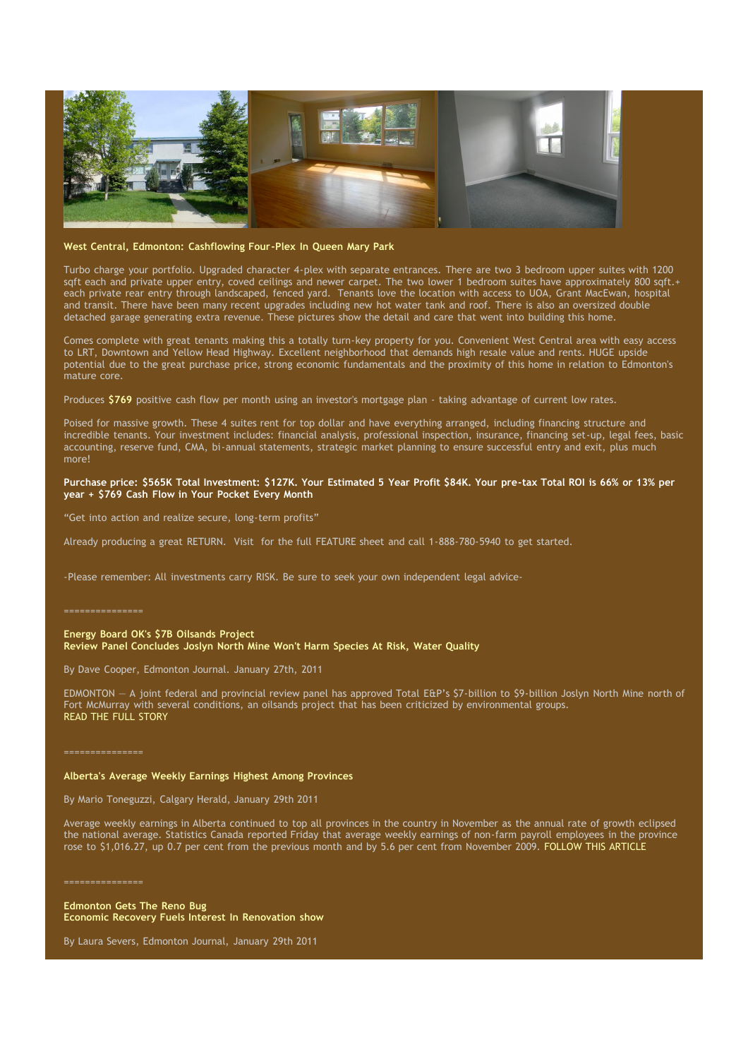**West Central, Edmonton: Cashflowing Four-Plex In Queen Mary Park**

Turbo charge your portfolio. Upgraded character 4-plex with separate entrances. There are two 3 bedroom upper suites with 1200 sqft each and private upper entry, coved ceilings and newer carpet. The two lower 1 bedroom suites have approximately 800 sqft.+ each private rear entry through landscaped, fenced yard. Tenants love the location with access to UOA, Grant MacEwan, hospital and transit. There have been many recent upgrades including new hot water tank and roof. There is also an oversized double detached garage generating extra revenue. These pictures show the detail and care that went into building this home.

Comes complete with great tenants making this a totally turn-key property for you. Convenient West Central area with easy access to LRT, Downtown and Yellow Head Highway. Excellent neighborhood that demands high resale value and rents. HUGE upside potential due to the great purchase price, strong economic fundamentals and the proximity of this home in relation to Edmonton's mature core.

Produces **$769** positive cash flow per month using an investor's mortgage plan - taking advantage of current low rates.

Poised for massive growth. These 4 suites rent for top dollar and have everything arranged, including financing structure and incredible tenants. Your investment includes: financial analysis, professional inspection, insurance, financing set-up, legal fees, basic accounting, reserve fund, CMA, bi-annual statements, strategic market planning to ensure successful entry and exit, plus much more!

**Purchase price: $565K Total Investment: $127K. Your Estimated 5 Year Profit $84K. Your pre-tax Total ROI is 66% or 13% per year + $769 Cash Flow in Your Pocket Every Month**

“Get into action and realize secure, long-term profits”

Already producing a great RETURN. Visit for the full FEATURE sheet and call 1-888-780-5940 to get started.

-Please remember: All investments carry RISK. Be sure to seek your own independent legal advice-

===============

**Energy Board OK's $7B Oilsands Project**
**Review Panel Concludes Joslyn North Mine Won't Harm Species At Risk, Water Quality**

By Dave Cooper, Edmonton Journal. January 27th, 2011

EDMONTON — A joint federal and provincial review panel has approved Total E&P's $7-billion to $9-billion Joslyn North Mine north of Fort McMurray with several conditions, an oilsands project that has been criticized by environmental groups.
READ THE FULL STORY

===============

**Alberta's Average Weekly Earnings Highest Among Provinces**

By Mario Toneguzzi, Calgary Herald, January 29th 2011

Average weekly earnings in Alberta continued to top all provinces in the country in November as the annual rate of growth eclipsed the national average. Statistics Canada reported Friday that average weekly earnings of non-farm payroll employees in the province rose to $1,016.27, up 0.7 per cent from the previous month and by 5.6 per cent from November 2009. FOLLOW THIS ARTICLE

===============

**Edmonton Gets The Reno Bug**
**Economic Recovery Fuels Interest In Renovation show**

By Laura Severs, Edmonton Journal, January 29th 2011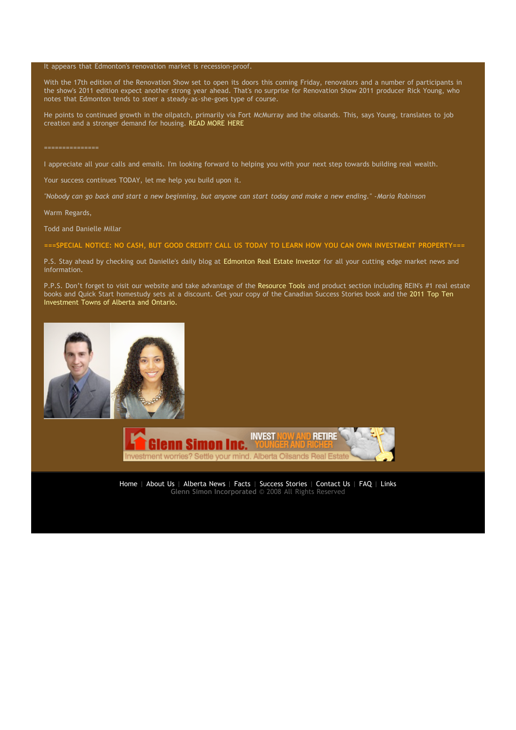It appears that Edmonton's renovation market is recession-proof.

With the 17th edition of the Renovation Show set to open its doors this coming Friday, renovators and a number of participants in the show's 2011 edition expect another strong year ahead. That's no surprise for Renovation Show 2011 producer Rick Young, who notes that Edmonton tends to steer a steady-as-she-goes type of course.

He points to continued growth in the oilpatch, primarily via Fort McMurray and the oilsands. This, says Young, translates to job creation and a stronger demand for housing. READ MORE HERE

===============

I appreciate all your calls and emails. I'm looking forward to helping you with your next step towards building real wealth.

Your success continues TODAY, let me help you build upon it.

*"Nobody can go back and start a new beginning, but anyone can start today and make a new ending." -Maria Robinson*

Warm Regards,

Todd and Danielle Millar

===SPECIAL NOTICE: NO CASH, BUT GOOD CREDIT? CALL US TODAY TO LEARN HOW YOU CAN OWN INVESTMENT PROPERTY===

P.S. Stay ahead by checking out Danielle's daily blog at Edmonton Real Estate Investor for all your cutting edge market news and information.

P.P.S. Don't forget to visit our website and take advantage of the Resource Tools and product section including REIN's #1 real estate books and Quick Start homestudy sets at a discount. Get your copy of the Canadian Success Stories book and the 2011 Top Ten Investment Towns of Alberta and Ontario.

Glenn Simon Inc. INVEST NOW AND RETIRE YOUNGER AND RICHER

Investment worries? Settle your mind. Alberta Oilsands Real Estate

Home | About Us | Alberta News | Facts | Success Stories | Contact Us | FAQ | Links

**Glenn Simon Incorporated** © 2008 All Rights Reserved